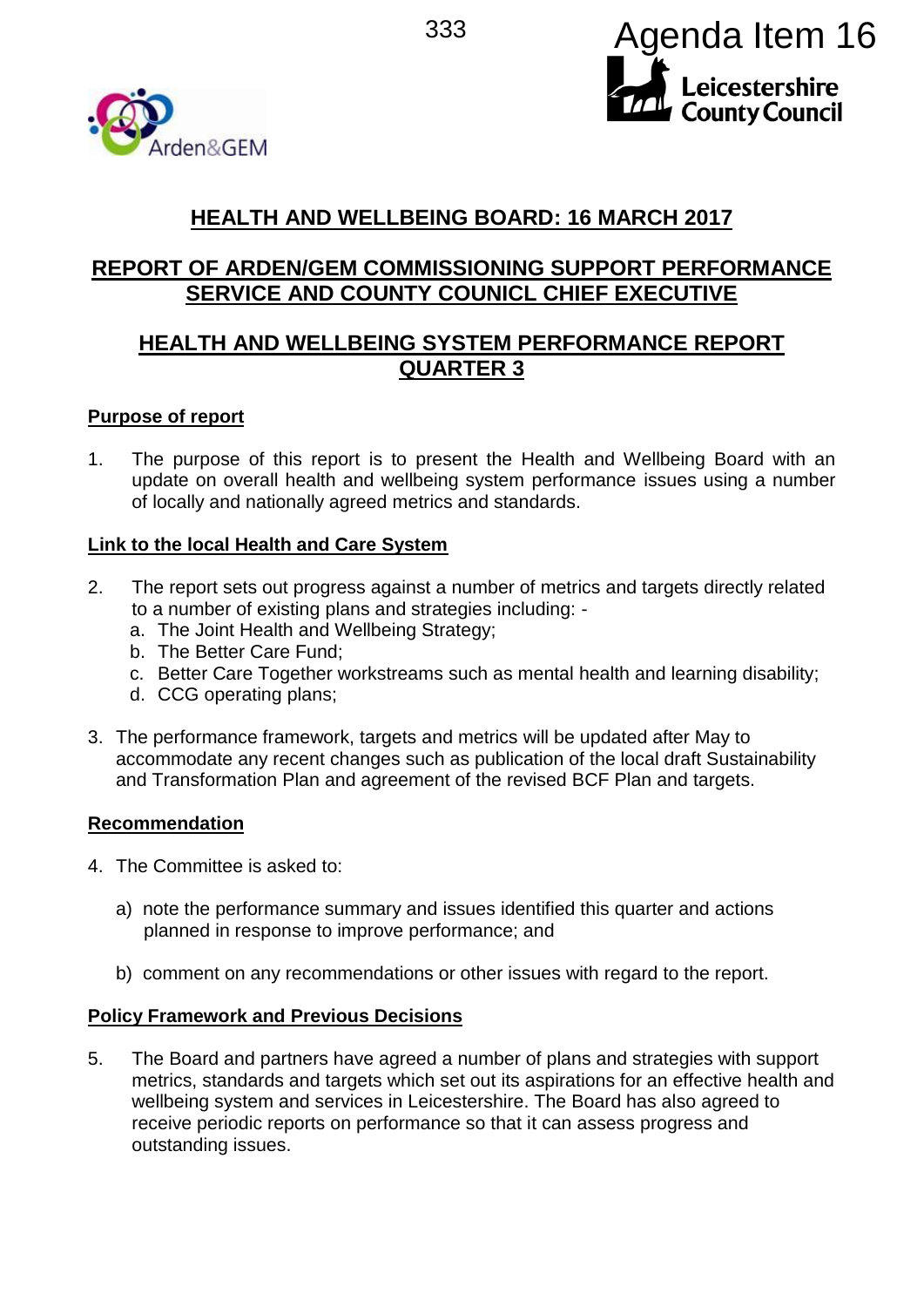Agenda Item 16

# HEALTH AND WELLBEING BOARD: 16 MARCH 2017

## REPORT OF ARDEN/GEM COMMISSIONING SUPPORT PERFORMANCE SERVICE AND COUNTY COUNICL CHIEF EXECUTIVE

## HEALTH AND WELLBEING SYSTEM PERFORMANCE REPORT QUARTER 3

### Purpose of report

1. The purpose of this report is to present the Health and Wellbeing Board with an update on overall health and wellbeing system performance issues using a number of locally and nationally agreed metrics and standards.

### Link to the local Health and Care System

2. The report sets out progress against a number of metrics and targets directly related to a number of existing plans and strategies including: -
   a. The Joint Health and Wellbeing Strategy;
   b. The Better Care Fund;
   c. Better Care Together workstreams such as mental health and learning disability;
   d. CCG operating plans;

3. The performance framework, targets and metrics will be updated after May to accommodate any recent changes such as publication of the local draft Sustainability and Transformation Plan and agreement of the revised BCF Plan and targets.

### Recommendation

4. The Committee is asked to:

   a) note the performance summary and issues identified this quarter and actions planned in response to improve performance; and

   b) comment on any recommendations or other issues with regard to the report.

### Policy Framework and Previous Decisions

5. The Board and partners have agreed a number of plans and strategies with support metrics, standards and targets which set out its aspirations for an effective health and wellbeing system and services in Leicestershire. The Board has also agreed to receive periodic reports on performance so that it can assess progress and outstanding issues.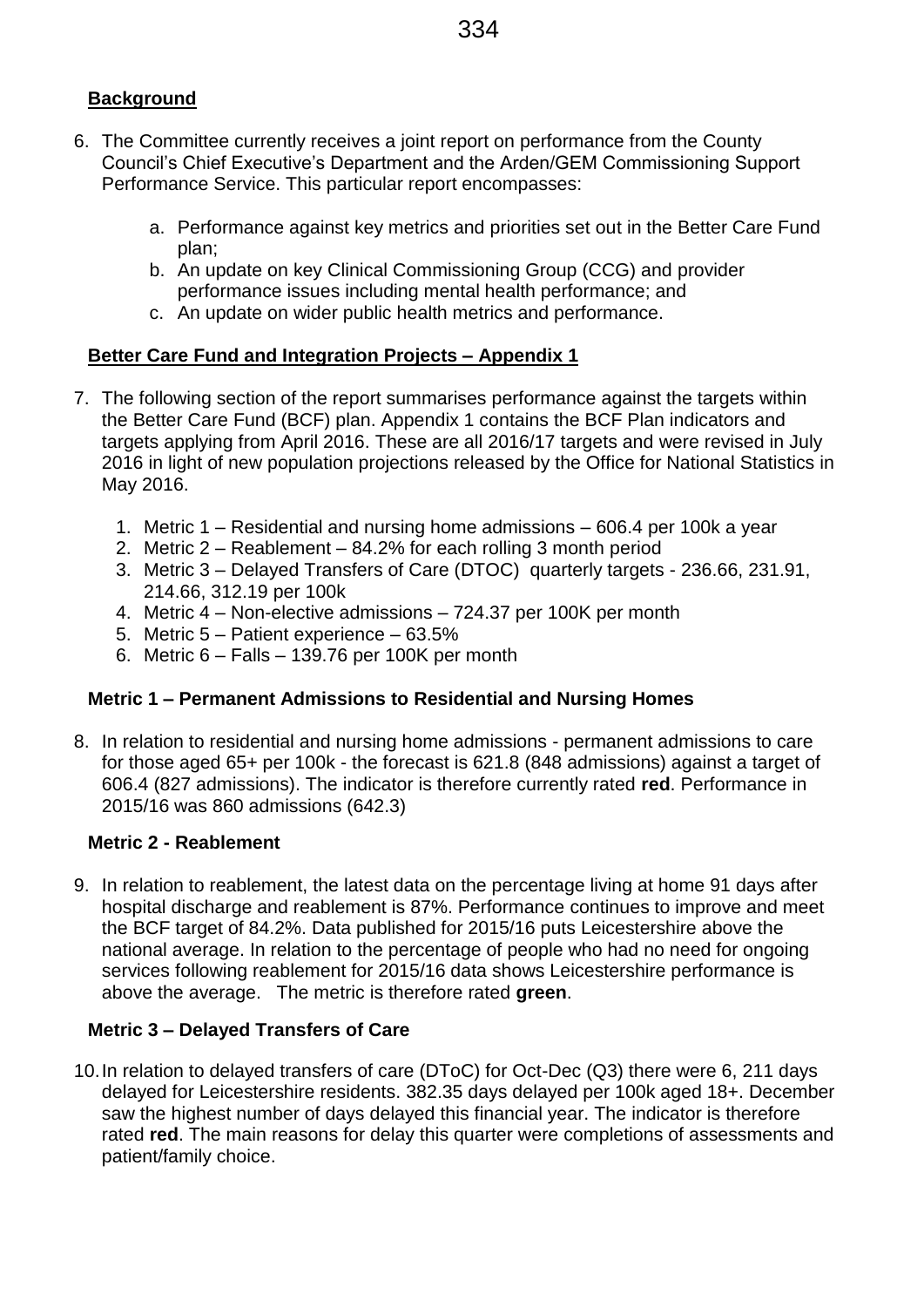## Background

6. The Committee currently receives a joint report on performance from the County Council's Chief Executive's Department and the Arden/GEM Commissioning Support Performance Service. This particular report encompasses:

    a. Performance against key metrics and priorities set out in the Better Care Fund plan;
    b. An update on key Clinical Commissioning Group (CCG) and provider performance issues including mental health performance; and
    c. An update on wider public health metrics and performance.

## Better Care Fund and Integration Projects – Appendix 1

7. The following section of the report summarises performance against the targets within the Better Care Fund (BCF) plan. Appendix 1 contains the BCF Plan indicators and targets applying from April 2016. These are all 2016/17 targets and were revised in July 2016 in light of new population projections released by the Office for National Statistics in May 2016.

    1. Metric 1 – Residential and nursing home admissions – 606.4 per 100k a year
    2. Metric 2 – Reablement – 84.2% for each rolling 3 month period
    3. Metric 3 – Delayed Transfers of Care (DTOC) quarterly targets - 236.66, 231.91, 214.66, 312.19 per 100k
    4. Metric 4 – Non-elective admissions – 724.37 per 100K per month
    5. Metric 5 – Patient experience – 63.5%
    6. Metric 6 – Falls – 139.76 per 100K per month

### Metric 1 – Permanent Admissions to Residential and Nursing Homes

8. In relation to residential and nursing home admissions - permanent admissions to care for those aged 65+ per 100k - the forecast is 621.8 (848 admissions) against a target of 606.4 (827 admissions). The indicator is therefore currently rated **red**. Performance in 2015/16 was 860 admissions (642.3)

### Metric 2 - Reablement

9. In relation to reablement, the latest data on the percentage living at home 91 days after hospital discharge and reablement is 87%. Performance continues to improve and meet the BCF target of 84.2%. Data published for 2015/16 puts Leicestershire above the national average. In relation to the percentage of people who had no need for ongoing services following reablement for 2015/16 data shows Leicestershire performance is above the average. The metric is therefore rated **green**.

### Metric 3 – Delayed Transfers of Care

10. In relation to delayed transfers of care (DToC) for Oct-Dec (Q3) there were 6, 211 days delayed for Leicestershire residents. 382.35 days delayed per 100k aged 18+. December saw the highest number of days delayed this financial year. The indicator is therefore rated **red**. The main reasons for delay this quarter were completions of assessments and patient/family choice.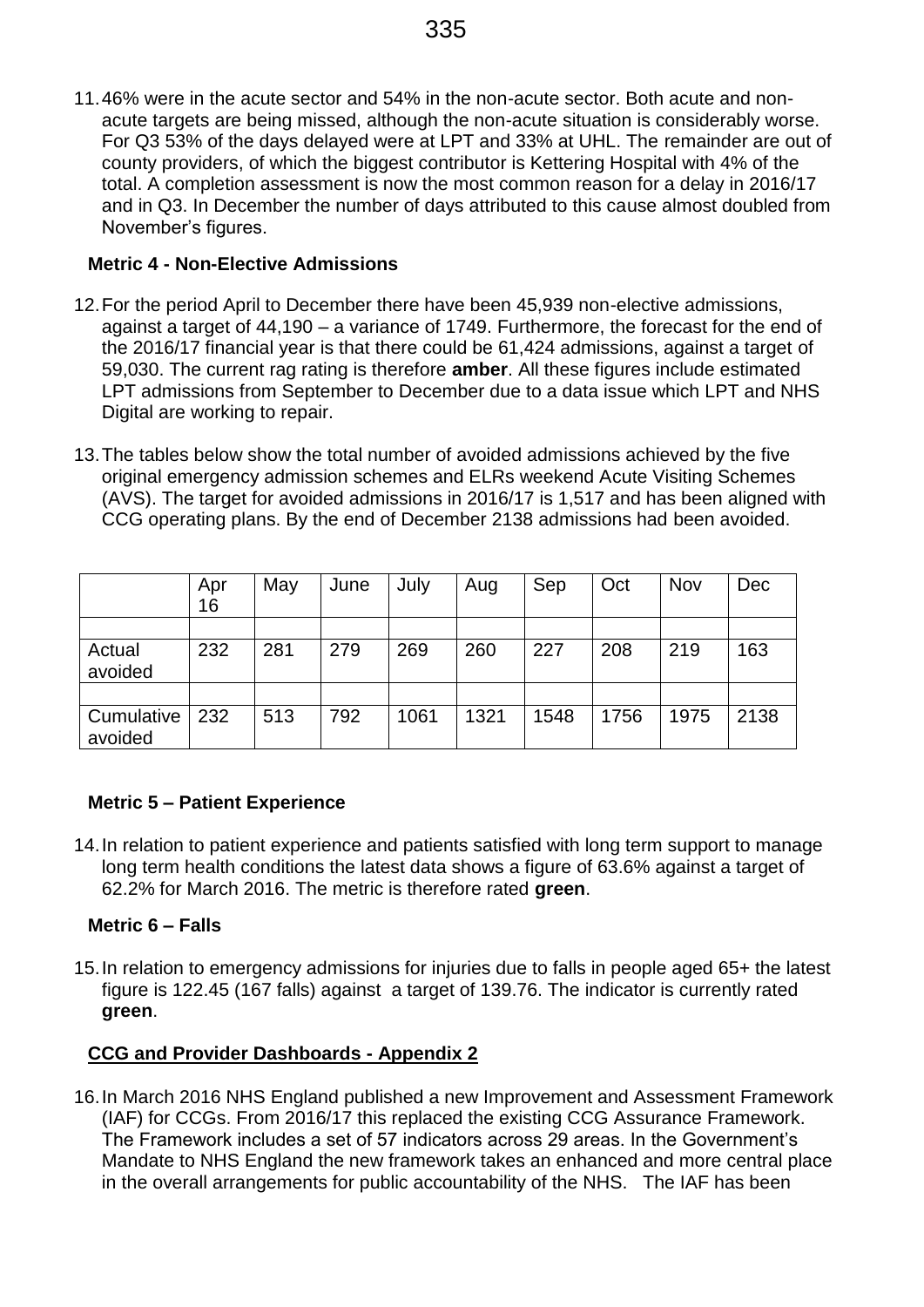11. 46% were in the acute sector and 54% in the non-acute sector. Both acute and non-acute targets are being missed, although the non-acute situation is considerably worse. For Q3 53% of the days delayed were at LPT and 33% at UHL. The remainder are out of county providers, of which the biggest contributor is Kettering Hospital with 4% of the total. A completion assessment is now the most common reason for a delay in 2016/17 and in Q3. In December the number of days attributed to this cause almost doubled from November's figures.

**Metric 4 - Non-Elective Admissions**

12. For the period April to December there have been 45,939 non-elective admissions, against a target of 44,190 – a variance of 1749. Furthermore, the forecast for the end of the 2016/17 financial year is that there could be 61,424 admissions, against a target of 59,030. The current rag rating is therefore **amber**. All these figures include estimated LPT admissions from September to December due to a data issue which LPT and NHS Digital are working to repair.

13. The tables below show the total number of avoided admissions achieved by the five original emergency admission schemes and ELRs weekend Acute Visiting Schemes (AVS). The target for avoided admissions in 2016/17 is 1,517 and has been aligned with CCG operating plans. By the end of December 2138 admissions had been avoided.

| | Apr 16 | May | June | July | Aug | Sep | Oct | Nov | Dec |
|---|---|---|---|---|---|---|---|---|---|
| | | | | | | | | | |
| Actual avoided | 232 | 281 | 279 | 269 | 260 | 227 | 208 | 219 | 163 |
| | | | | | | | | | |
| Cumulative avoided | 232 | 513 | 792 | 1061 | 1321 | 1548 | 1756 | 1975 | 2138 |

**Metric 5 – Patient Experience**

14. In relation to patient experience and patients satisfied with long term support to manage long term health conditions the latest data shows a figure of 63.6% against a target of 62.2% for March 2016. The metric is therefore rated **green**.

**Metric 6 – Falls**

15. In relation to emergency admissions for injuries due to falls in people aged 65+ the latest figure is 122.45 (167 falls) against a target of 139.76. The indicator is currently rated **green**.

**CCG and Provider Dashboards - Appendix 2**

16. In March 2016 NHS England published a new Improvement and Assessment Framework (IAF) for CCGs. From 2016/17 this replaced the existing CCG Assurance Framework. The Framework includes a set of 57 indicators across 29 areas. In the Government's Mandate to NHS England the new framework takes an enhanced and more central place in the overall arrangements for public accountability of the NHS. The IAF has been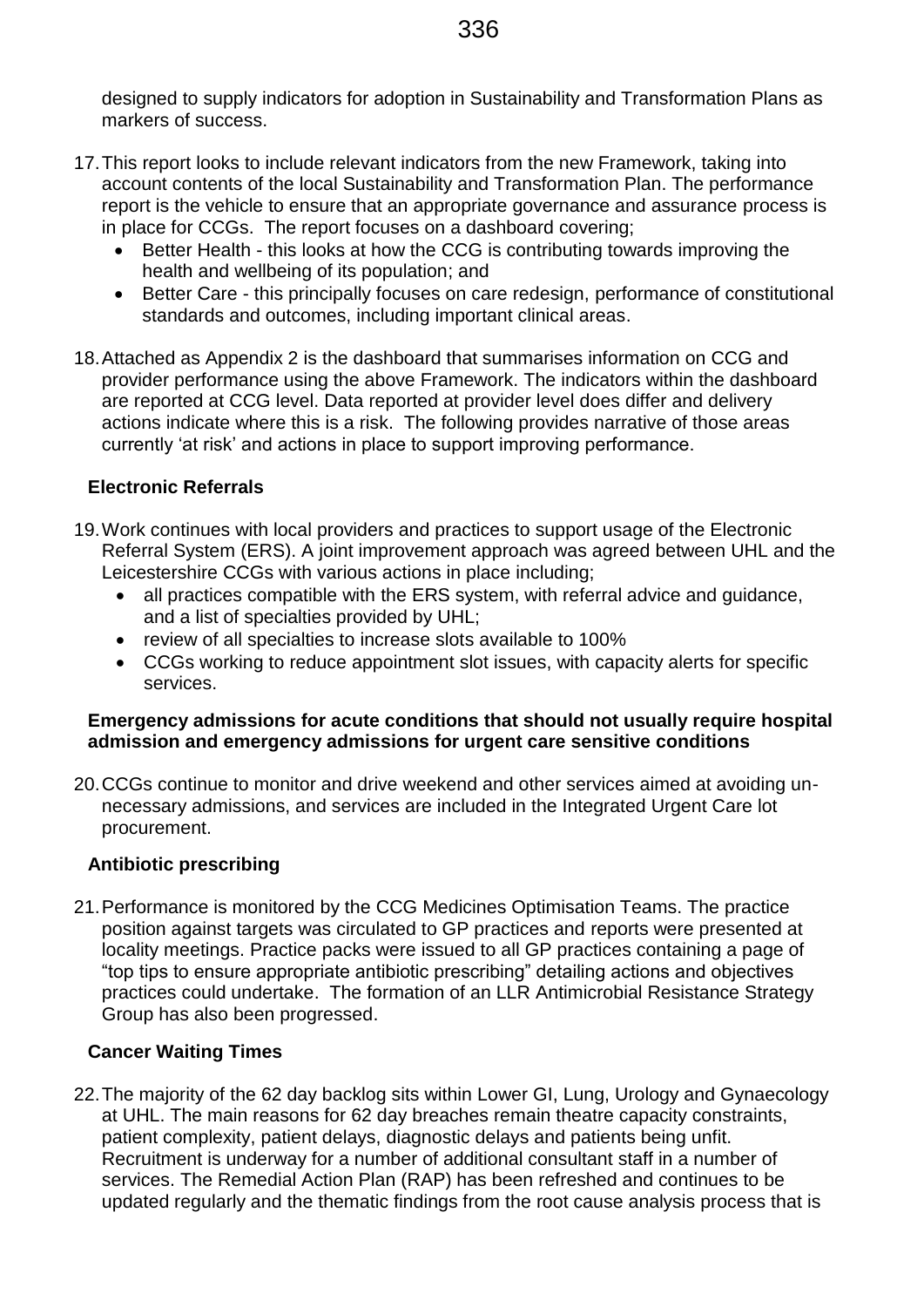designed to supply indicators for adoption in Sustainability and Transformation Plans as markers of success.

17. This report looks to include relevant indicators from the new Framework, taking into account contents of the local Sustainability and Transformation Plan. The performance report is the vehicle to ensure that an appropriate governance and assurance process is in place for CCGs. The report focuses on a dashboard covering;
    - Better Health - this looks at how the CCG is contributing towards improving the health and wellbeing of its population; and
    - Better Care - this principally focuses on care redesign, performance of constitutional standards and outcomes, including important clinical areas.

18. Attached as Appendix 2 is the dashboard that summarises information on CCG and provider performance using the above Framework. The indicators within the dashboard are reported at CCG level. Data reported at provider level does differ and delivery actions indicate where this is a risk. The following provides narrative of those areas currently 'at risk' and actions in place to support improving performance.

**Electronic Referrals**

19. Work continues with local providers and practices to support usage of the Electronic Referral System (ERS). A joint improvement approach was agreed between UHL and the Leicestershire CCGs with various actions in place including;
    - all practices compatible with the ERS system, with referral advice and guidance, and a list of specialties provided by UHL;
    - review of all specialties to increase slots available to 100%
    - CCGs working to reduce appointment slot issues, with capacity alerts for specific services.

**Emergency admissions for acute conditions that should not usually require hospital admission and emergency admissions for urgent care sensitive conditions**

20. CCGs continue to monitor and drive weekend and other services aimed at avoiding un-necessary admissions, and services are included in the Integrated Urgent Care lot procurement.

**Antibiotic prescribing**

21. Performance is monitored by the CCG Medicines Optimisation Teams. The practice position against targets was circulated to GP practices and reports were presented at locality meetings. Practice packs were issued to all GP practices containing a page of "top tips to ensure appropriate antibiotic prescribing" detailing actions and objectives practices could undertake. The formation of an LLR Antimicrobial Resistance Strategy Group has also been progressed.

**Cancer Waiting Times**

22. The majority of the 62 day backlog sits within Lower GI, Lung, Urology and Gynaecology at UHL. The main reasons for 62 day breaches remain theatre capacity constraints, patient complexity, patient delays, diagnostic delays and patients being unfit. Recruitment is underway for a number of additional consultant staff in a number of services. The Remedial Action Plan (RAP) has been refreshed and continues to be updated regularly and the thematic findings from the root cause analysis process that is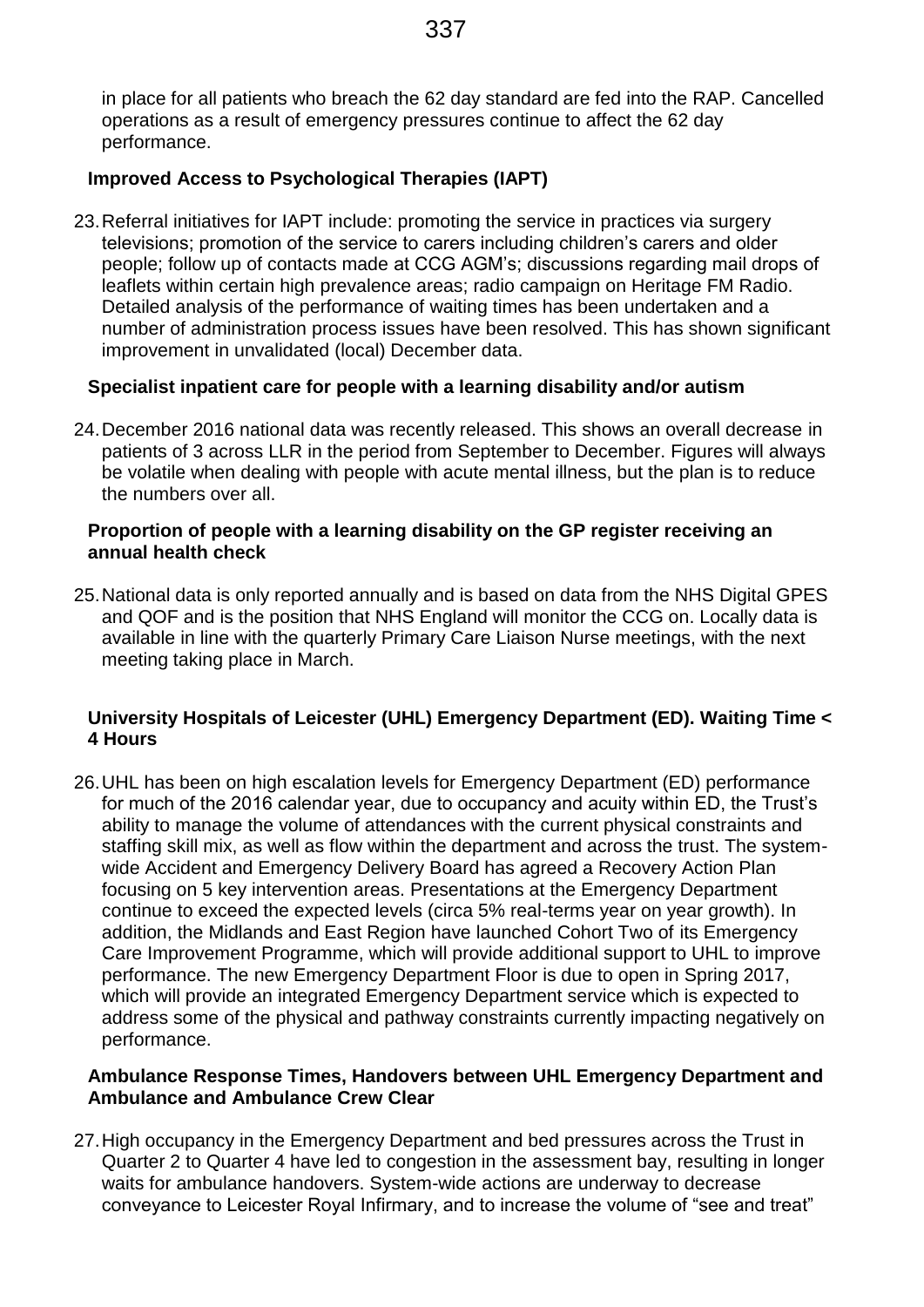in place for all patients who breach the 62 day standard are fed into the RAP. Cancelled operations as a result of emergency pressures continue to affect the 62 day performance.

**Improved Access to Psychological Therapies (IAPT)**

23. Referral initiatives for IAPT include: promoting the service in practices via surgery televisions; promotion of the service to carers including children's carers and older people; follow up of contacts made at CCG AGM's; discussions regarding mail drops of leaflets within certain high prevalence areas; radio campaign on Heritage FM Radio. Detailed analysis of the performance of waiting times has been undertaken and a number of administration process issues have been resolved. This has shown significant improvement in unvalidated (local) December data.

**Specialist inpatient care for people with a learning disability and/or autism**

24. December 2016 national data was recently released. This shows an overall decrease in patients of 3 across LLR in the period from September to December. Figures will always be volatile when dealing with people with acute mental illness, but the plan is to reduce the numbers over all.

**Proportion of people with a learning disability on the GP register receiving an annual health check**

25. National data is only reported annually and is based on data from the NHS Digital GPES and QOF and is the position that NHS England will monitor the CCG on. Locally data is available in line with the quarterly Primary Care Liaison Nurse meetings, with the next meeting taking place in March.

**University Hospitals of Leicester (UHL) Emergency Department (ED). Waiting Time < 4 Hours**

26. UHL has been on high escalation levels for Emergency Department (ED) performance for much of the 2016 calendar year, due to occupancy and acuity within ED, the Trust's ability to manage the volume of attendances with the current physical constraints and staffing skill mix, as well as flow within the department and across the trust. The system-wide Accident and Emergency Delivery Board has agreed a Recovery Action Plan focusing on 5 key intervention areas. Presentations at the Emergency Department continue to exceed the expected levels (circa 5% real-terms year on year growth). In addition, the Midlands and East Region have launched Cohort Two of its Emergency Care Improvement Programme, which will provide additional support to UHL to improve performance. The new Emergency Department Floor is due to open in Spring 2017, which will provide an integrated Emergency Department service which is expected to address some of the physical and pathway constraints currently impacting negatively on performance.

**Ambulance Response Times, Handovers between UHL Emergency Department and Ambulance and Ambulance Crew Clear**

27. High occupancy in the Emergency Department and bed pressures across the Trust in Quarter 2 to Quarter 4 have led to congestion in the assessment bay, resulting in longer waits for ambulance handovers. System-wide actions are underway to decrease conveyance to Leicester Royal Infirmary, and to increase the volume of "see and treat"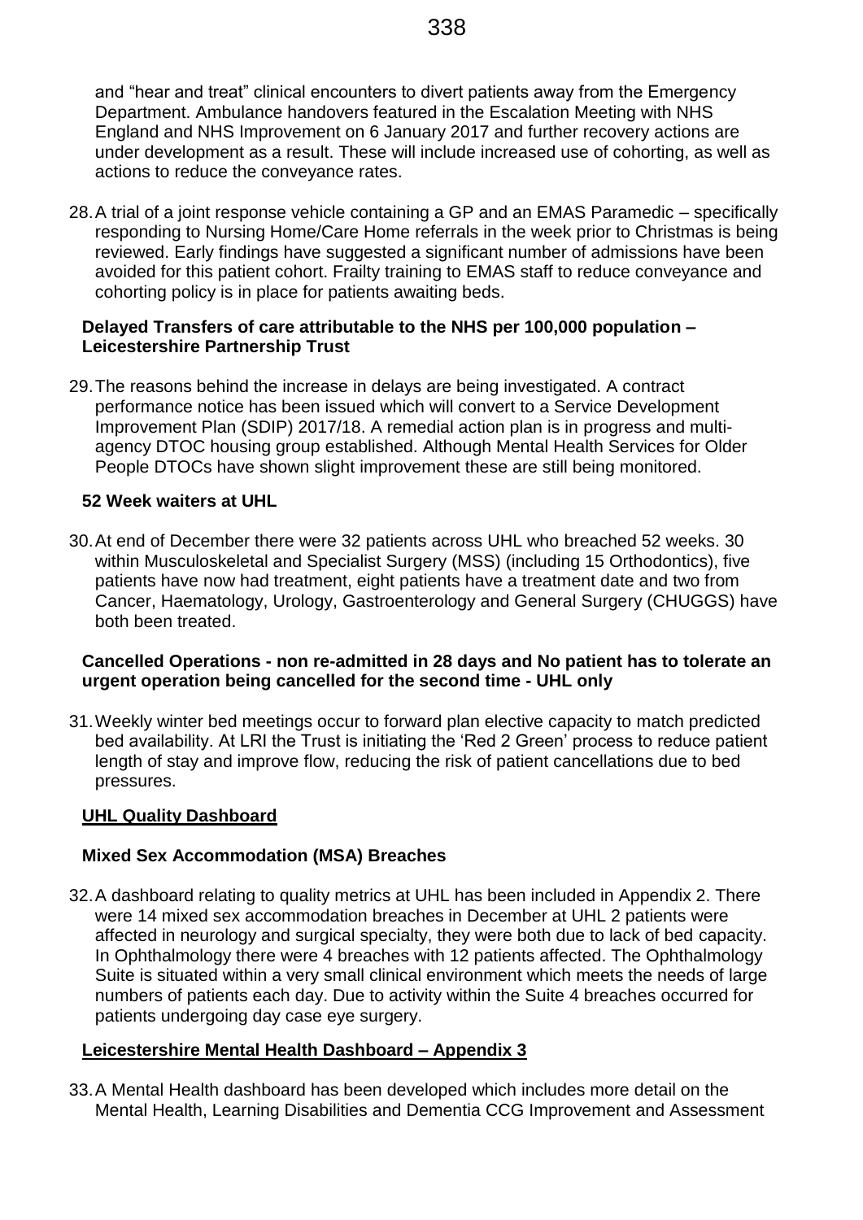and "hear and treat" clinical encounters to divert patients away from the Emergency Department. Ambulance handovers featured in the Escalation Meeting with NHS England and NHS Improvement on 6 January 2017 and further recovery actions are under development as a result. These will include increased use of cohorting, as well as actions to reduce the conveyance rates.

28. A trial of a joint response vehicle containing a GP and an EMAS Paramedic – specifically responding to Nursing Home/Care Home referrals in the week prior to Christmas is being reviewed. Early findings have suggested a significant number of admissions have been avoided for this patient cohort. Frailty training to EMAS staff to reduce conveyance and cohorting policy is in place for patients awaiting beds.

**Delayed Transfers of care attributable to the NHS per 100,000 population – Leicestershire Partnership Trust**

29. The reasons behind the increase in delays are being investigated. A contract performance notice has been issued which will convert to a Service Development Improvement Plan (SDIP) 2017/18. A remedial action plan is in progress and multi-agency DTOC housing group established. Although Mental Health Services for Older People DTOCs have shown slight improvement these are still being monitored.

**52 Week waiters at UHL**

30. At end of December there were 32 patients across UHL who breached 52 weeks. 30 within Musculoskeletal and Specialist Surgery (MSS) (including 15 Orthodontics), five patients have now had treatment, eight patients have a treatment date and two from Cancer, Haematology, Urology, Gastroenterology and General Surgery (CHUGGS) have both been treated.

**Cancelled Operations - non re-admitted in 28 days and No patient has to tolerate an urgent operation being cancelled for the second time - UHL only**

31. Weekly winter bed meetings occur to forward plan elective capacity to match predicted bed availability. At LRI the Trust is initiating the 'Red 2 Green' process to reduce patient length of stay and improve flow, reducing the risk of patient cancellations due to bed pressures.

**UHL Quality Dashboard**

**Mixed Sex Accommodation (MSA) Breaches**

32. A dashboard relating to quality metrics at UHL has been included in Appendix 2. There were 14 mixed sex accommodation breaches in December at UHL 2 patients were affected in neurology and surgical specialty, they were both due to lack of bed capacity. In Ophthalmology there were 4 breaches with 12 patients affected. The Ophthalmology Suite is situated within a very small clinical environment which meets the needs of large numbers of patients each day. Due to activity within the Suite 4 breaches occurred for patients undergoing day case eye surgery.

**Leicestershire Mental Health Dashboard – Appendix 3**

33. A Mental Health dashboard has been developed which includes more detail on the Mental Health, Learning Disabilities and Dementia CCG Improvement and Assessment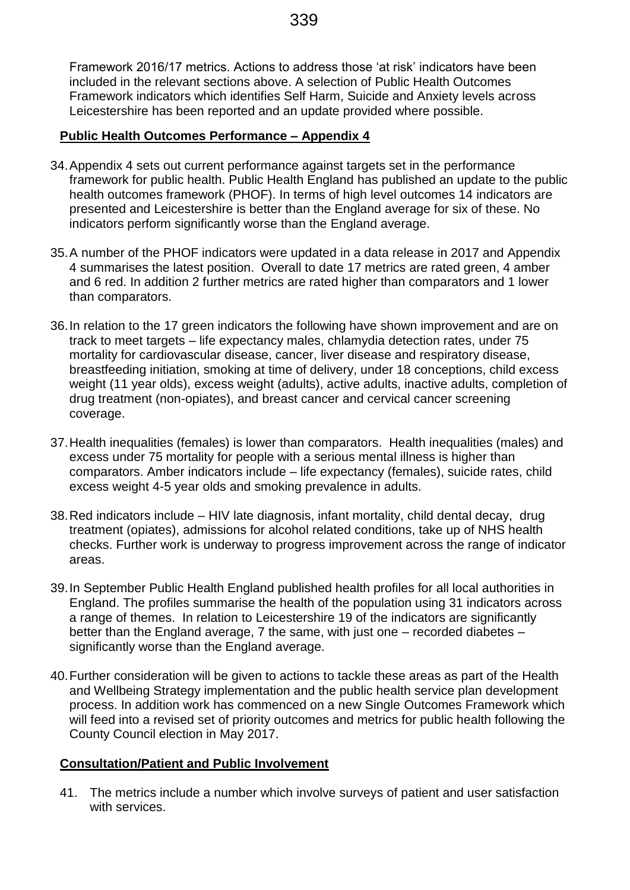Framework 2016/17 metrics. Actions to address those 'at risk' indicators have been included in the relevant sections above. A selection of Public Health Outcomes Framework indicators which identifies Self Harm, Suicide and Anxiety levels across Leicestershire has been reported and an update provided where possible.

**Public Health Outcomes Performance – Appendix 4**

34. Appendix 4 sets out current performance against targets set in the performance framework for public health. Public Health England has published an update to the public health outcomes framework (PHOF). In terms of high level outcomes 14 indicators are presented and Leicestershire is better than the England average for six of these. No indicators perform significantly worse than the England average.

35. A number of the PHOF indicators were updated in a data release in 2017 and Appendix 4 summarises the latest position. Overall to date 17 metrics are rated green, 4 amber and 6 red. In addition 2 further metrics are rated higher than comparators and 1 lower than comparators.

36. In relation to the 17 green indicators the following have shown improvement and are on track to meet targets – life expectancy males, chlamydia detection rates, under 75 mortality for cardiovascular disease, cancer, liver disease and respiratory disease, breastfeeding initiation, smoking at time of delivery, under 18 conceptions, child excess weight (11 year olds), excess weight (adults), active adults, inactive adults, completion of drug treatment (non-opiates), and breast cancer and cervical cancer screening coverage.

37. Health inequalities (females) is lower than comparators. Health inequalities (males) and excess under 75 mortality for people with a serious mental illness is higher than comparators. Amber indicators include – life expectancy (females), suicide rates, child excess weight 4-5 year olds and smoking prevalence in adults.

38. Red indicators include – HIV late diagnosis, infant mortality, child dental decay, drug treatment (opiates), admissions for alcohol related conditions, take up of NHS health checks. Further work is underway to progress improvement across the range of indicator areas.

39. In September Public Health England published health profiles for all local authorities in England. The profiles summarise the health of the population using 31 indicators across a range of themes. In relation to Leicestershire 19 of the indicators are significantly better than the England average, 7 the same, with just one – recorded diabetes – significantly worse than the England average.

40. Further consideration will be given to actions to tackle these areas as part of the Health and Wellbeing Strategy implementation and the public health service plan development process. In addition work has commenced on a new Single Outcomes Framework which will feed into a revised set of priority outcomes and metrics for public health following the County Council election in May 2017.

**Consultation/Patient and Public Involvement**

41. The metrics include a number which involve surveys of patient and user satisfaction with services.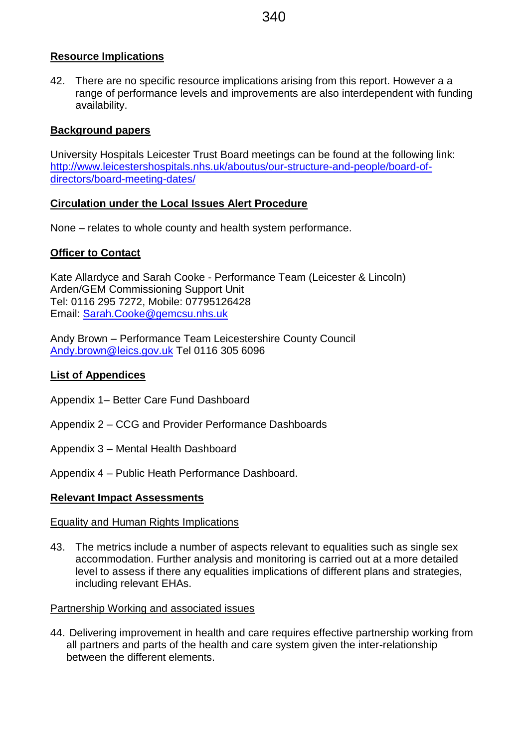**Resource Implications**

42. There are no specific resource implications arising from this report. However a a range of performance levels and improvements are also interdependent with funding availability.

**Background papers**

University Hospitals Leicester Trust Board meetings can be found at the following link: [http://www.leicestershospitals.nhs.uk/aboutus/our-structure-and-people/board-of-directors/board-meeting-dates/](http://www.leicestershospitals.nhs.uk/aboutus/our-structure-and-people/board-of-directors/board-meeting-dates/)

**Circulation under the Local Issues Alert Procedure**

None – relates to whole county and health system performance.

**Officer to Contact**

Kate Allardyce and Sarah Cooke - Performance Team (Leicester & Lincoln)
Arden/GEM Commissioning Support Unit
Tel: 0116 295 7272, Mobile: 07795126428
Email: [Sarah.Cooke@gemcsu.nhs.uk](mailto:Sarah.Cooke@gemcsu.nhs.uk)

Andy Brown – Performance Team Leicestershire County Council
[Andy.brown@leics.gov.uk](mailto:Andy.brown@leics.gov.uk) Tel 0116 305 6096

**List of Appendices**

Appendix 1– Better Care Fund Dashboard

Appendix 2 – CCG and Provider Performance Dashboards

Appendix 3 – Mental Health Dashboard

Appendix 4 – Public Heath Performance Dashboard.

**Relevant Impact Assessments**

Equality and Human Rights Implications

43. The metrics include a number of aspects relevant to equalities such as single sex accommodation. Further analysis and monitoring is carried out at a more detailed level to assess if there any equalities implications of different plans and strategies, including relevant EHAs.

Partnership Working and associated issues

44. Delivering improvement in health and care requires effective partnership working from all partners and parts of the health and care system given the inter-relationship between the different elements.